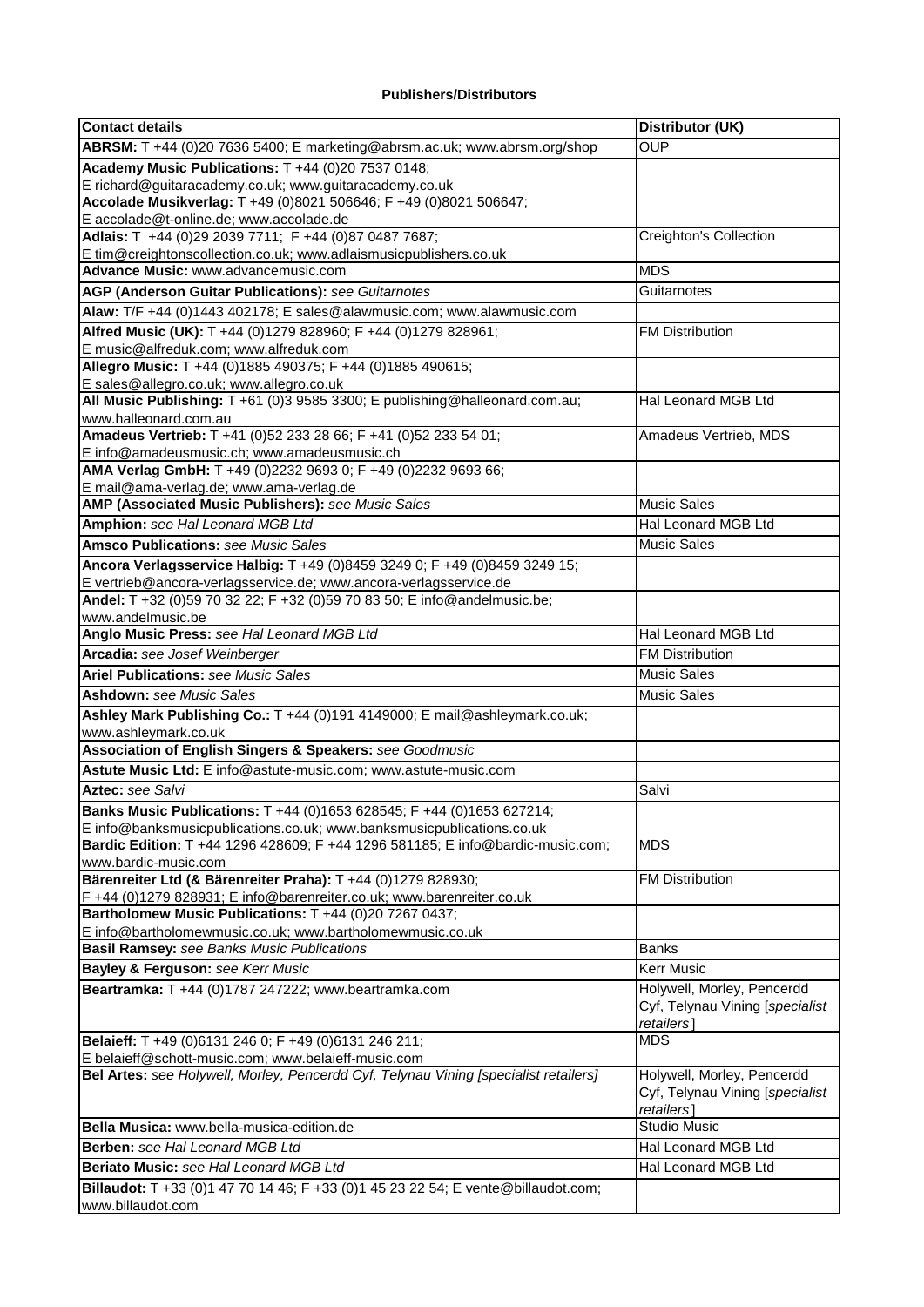**Publishers/Distributors**

| Contact details | Distributor (UK) |
|---|---|
| **ABRSM:** T +44 (0)20 7636 5400; E marketing@abrsm.ac.uk; www.abrsm.org/shop | OUP |
| **Academy Music Publications:** T +44 (0)20 7537 0148; E richard@guitaracademy.co.uk; www.guitaracademy.co.uk | |
| **Accolade Musikverlag:** T +49 (0)8021 506646; F +49 (0)8021 506647; E accolade@t-online.de; www.accolade.de | |
| **Adlais:** T +44 (0)29 2039 7711; F +44 (0)87 0487 7687; E tim@creightonscollection.co.uk; www.adlaismusicpublishers.co.uk | Creighton's Collection |
| **Advance Music:** www.advancemusic.com | MDS |
| **AGP (Anderson Guitar Publications):** *see Guitarnotes* | Guitarnotes |
| **Alaw:** T/F +44 (0)1443 402178; E sales@alawmusic.com; www.alawmusic.com | |
| **Alfred Music (UK):** T +44 (0)1279 828960; F +44 (0)1279 828961; E music@alfreduk.com; www.alfreduk.com | FM Distribution |
| **Allegro Music:** T +44 (0)1885 490375; F +44 (0)1885 490615; E sales@allegro.co.uk; www.allegro.co.uk | |
| **All Music Publishing:** T +61 (0)3 9585 3300; E publishing@halleonard.com.au; www.halleonard.com.au | Hal Leonard MGB Ltd |
| **Amadeus Vertrieb:** T +41 (0)52 233 28 66; F +41 (0)52 233 54 01; E info@amadeusmusic.ch; www.amadeusmusic.ch | Amadeus Vertrieb, MDS |
| **AMA Verlag GmbH:** T +49 (0)2232 9693 0; F +49 (0)2232 9693 66; E mail@ama-verlag.de; www.ama-verlag.de | |
| **AMP (Associated Music Publishers):** *see Music Sales* | Music Sales |
| **Amphion:** *see Hal Leonard MGB Ltd* | Hal Leonard MGB Ltd |
| **Amsco Publications:** *see Music Sales* | Music Sales |
| **Ancora Verlagsservice Halbig:** T +49 (0)8459 3249 0; F +49 (0)8459 3249 15; E vertrieb@ancora-verlagsservice.de; www.ancora-verlagsservice.de | |
| **Andel:** T +32 (0)59 70 32 22; F +32 (0)59 70 83 50; E info@andelmusic.be; www.andelmusic.be | |
| **Anglo Music Press:** *see Hal Leonard MGB Ltd* | Hal Leonard MGB Ltd |
| **Arcadia:** *see Josef Weinberger* | FM Distribution |
| **Ariel Publications:** *see Music Sales* | Music Sales |
| **Ashdown:** *see Music Sales* | Music Sales |
| **Ashley Mark Publishing Co.:** T +44 (0)191 4149000; E mail@ashleymark.co.uk; www.ashleymark.co.uk | |
| **Association of English Singers & Speakers:** *see Goodmusic* | |
| **Astute Music Ltd:** E info@astute-music.com; www.astute-music.com | |
| **Aztec:** *see Salvi* | Salvi |
| **Banks Music Publications:** T +44 (0)1653 628545; F +44 (0)1653 627214; E info@banksmusicpublications.co.uk; www.banksmusicpublications.co.uk | |
| **Bardic Edition:** T +44 1296 428609; F +44 1296 581185; E info@bardic-music.com; www.bardic-music.com | MDS |
| **Bärenreiter Ltd (& Bärenreiter Praha):** T +44 (0)1279 828930; F +44 (0)1279 828931; E info@barenreiter.co.uk; www.barenreiter.co.uk | FM Distribution |
| **Bartholomew Music Publications:** T +44 (0)20 7267 0437; E info@bartholomewmusic.co.uk; www.bartholomewmusic.co.uk | |
| **Basil Ramsey:** *see Banks Music Publications* | Banks |
| **Bayley & Ferguson:** *see Kerr Music* | Kerr Music |
| **Beartramka:** T +44 (0)1787 247222; www.beartramka.com | Holywell, Morley, Pencerdd Cyf, Telynau Vining [*specialist retailers*] |
| **Belaieff:** T +49 (0)6131 246 0; F +49 (0)6131 246 211; E belaieff@schott-music.com; www.belaieff-music.com | MDS |
| **Bel Artes:** *see Holywell, Morley, Pencerdd Cyf, Telynau Vining [specialist retailers]* | Holywell, Morley, Pencerdd Cyf, Telynau Vining [*specialist retailers*] |
| **Bella Musica:** www.bella-musica-edition.de | Studio Music |
| **Berben:** *see Hal Leonard MGB Ltd* | Hal Leonard MGB Ltd |
| **Beriato Music:** *see Hal Leonard MGB Ltd* | Hal Leonard MGB Ltd |
| **Billaudot:** T +33 (0)1 47 70 14 46; F +33 (0)1 45 23 22 54; E vente@billaudot.com; www.billaudot.com | |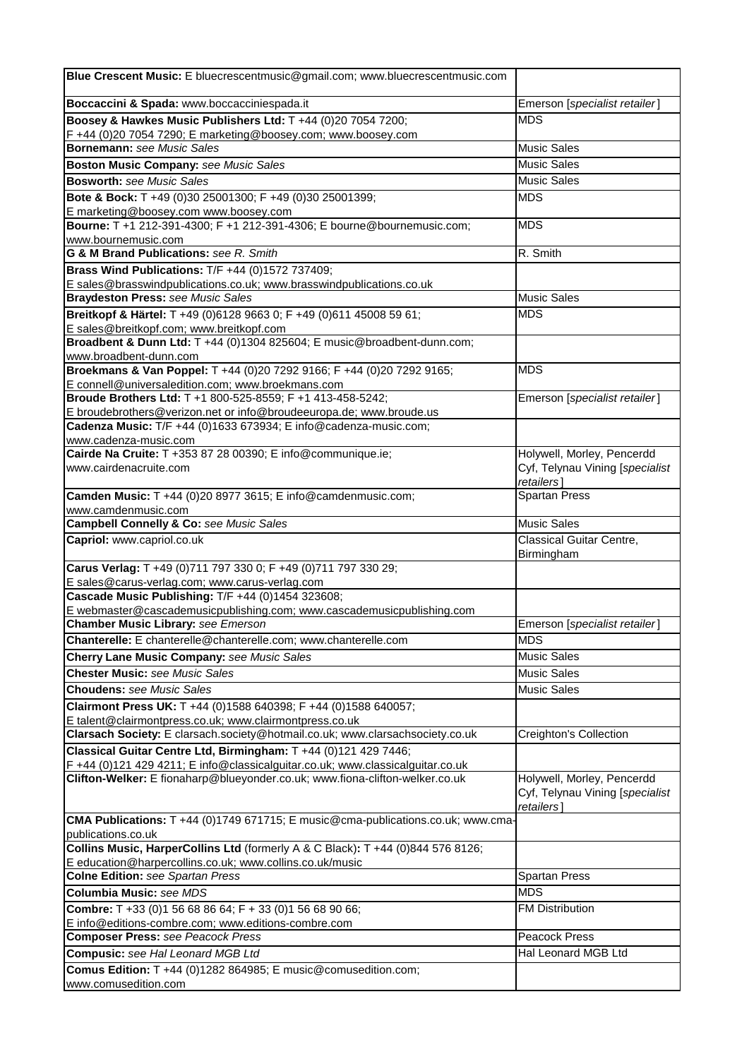| | |
|---|---|
| **Blue Crescent Music:** E bluecrescentmusic@gmail.com; www.bluecrescentmusic.com | |
| **Boccaccini & Spada:** www.boccacciniespada.it | Emerson [*specialist retailer*] |
| **Boosey & Hawkes Music Publishers Ltd:** T +44 (0)20 7054 7200; F +44 (0)20 7054 7290; E marketing@boosey.com; www.boosey.com | MDS |
| **Bornemann:** *see Music Sales* | Music Sales |
| **Boston Music Company:** *see Music Sales* | Music Sales |
| **Bosworth:** *see Music Sales* | Music Sales |
| **Bote & Bock:** T +49 (0)30 25001300; F +49 (0)30 25001399; E marketing@boosey.com www.boosey.com | MDS |
| **Bourne:** T +1 212-391-4300; F +1 212-391-4306; E bourne@bournemusic.com; www.bournemusic.com | MDS |
| **G & M Brand Publications:** *see R. Smith* | R. Smith |
| **Brass Wind Publications:** T/F +44 (0)1572 737409; E sales@brasswindpublications.co.uk; www.brasswindpublications.co.uk | |
| **Braydeston Press:** *see Music Sales* | Music Sales |
| **Breitkopf & Härtel:** T +49 (0)6128 9663 0; F +49 (0)611 45008 59 61; E sales@breitkopf.com; www.breitkopf.com | MDS |
| **Broadbent & Dunn Ltd:** T +44 (0)1304 825604; E music@broadbent-dunn.com; www.broadbent-dunn.com | |
| **Broekmans & Van Poppel:** T +44 (0)20 7292 9166; F +44 (0)20 7292 9165; E connell@universaledition.com; www.broekmans.com | MDS |
| **Broude Brothers Ltd:** T +1 800-525-8559; F +1 413-458-5242; E broudebrothers@verizon.net or info@broudeeuropa.de; www.broude.us | Emerson [*specialist retailer*] |
| **Cadenza Music:** T/F +44 (0)1633 673934; E info@cadenza-music.com; www.cadenza-music.com | |
| **Cairde Na Cruite:** T +353 87 28 00390; E info@communique.ie; www.cairdenacruite.com | Holywell, Morley, Pencerdd Cyf, Telynau Vining [*specialist retailers*] |
| **Camden Music:** T +44 (0)20 8977 3615; E info@camdenmusic.com; www.camdenmusic.com | Spartan Press |
| **Campbell Connelly & Co:** *see Music Sales* | Music Sales |
| **Capriol:** www.capriol.co.uk | Classical Guitar Centre, Birmingham |
| **Carus Verlag:** T +49 (0)711 797 330 0; F +49 (0)711 797 330 29; E sales@carus-verlag.com; www.carus-verlag.com | |
| **Cascade Music Publishing:** T/F +44 (0)1454 323608; E webmaster@cascademusicpublishing.com; www.cascademusicpublishing.com | |
| **Chamber Music Library:** *see Emerson* | Emerson [*specialist retailer*] |
| **Chanterelle:** E chanterelle@chanterelle.com; www.chanterelle.com | MDS |
| **Cherry Lane Music Company:** *see Music Sales* | Music Sales |
| **Chester Music:** *see Music Sales* | Music Sales |
| **Choudens:** *see Music Sales* | Music Sales |
| **Clairmont Press UK:** T +44 (0)1588 640398; F +44 (0)1588 640057; E talent@clairmontpress.co.uk; www.clairmontpress.co.uk | |
| **Clarsach Society:** E clarsach.society@hotmail.co.uk; www.clarsachsociety.co.uk | Creighton's Collection |
| **Classical Guitar Centre Ltd, Birmingham:** T +44 (0)121 429 7446; F +44 (0)121 429 4211; E info@classicalguitar.co.uk; www.classicalguitar.co.uk | |
| **Clifton-Welker:** E fionaharp@blueyonder.co.uk; www.fiona-clifton-welker.co.uk | Holywell, Morley, Pencerdd Cyf, Telynau Vining [*specialist retailers*] |
| **CMA Publications:** T +44 (0)1749 671715; E music@cma-publications.co.uk; www.cma-publications.co.uk | |
| **Collins Music, HarperCollins Ltd** (formerly A & C Black)**:** T +44 (0)844 576 8126; E education@harpercollins.co.uk; www.collins.co.uk/music | |
| **Colne Edition:** *see Spartan Press* | Spartan Press |
| **Columbia Music:** *see MDS* | MDS |
| **Combre:** T +33 (0)1 56 68 86 64; F + 33 (0)1 56 68 90 66; E info@editions-combre.com; www.editions-combre.com | FM Distribution |
| **Composer Press:** *see Peacock Press* | Peacock Press |
| **Compusic:** *see Hal Leonard MGB Ltd* | Hal Leonard MGB Ltd |
| **Comus Edition:** T +44 (0)1282 864985; E music@comusedition.com; www.comusedition.com | |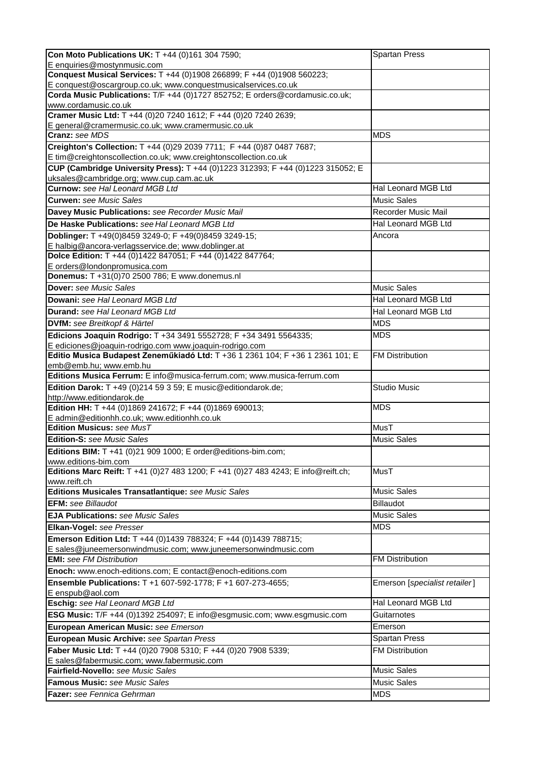| | |
|---|---|
| **Con Moto Publications UK:** T +44 (0)161 304 7590; E enquiries@mostynmusic.com | Spartan Press |
| **Conquest Musical Services:** T +44 (0)1908 266899; F +44 (0)1908 560223; E conquest@oscargroup.co.uk; www.conquestmusicalservices.co.uk | |
| **Corda Music Publications:** T/F +44 (0)1727 852752; E orders@cordamusic.co.uk; www.cordamusic.co.uk | |
| **Cramer Music Ltd:** T +44 (0)20 7240 1612; F +44 (0)20 7240 2639; E general@cramermusic.co.uk; www.cramermusic.co.uk | |
| **Cranz:** *see MDS* | MDS |
| **Creighton's Collection:** T +44 (0)29 2039 7711; F +44 (0)87 0487 7687; E tim@creightonscollection.co.uk; www.creightonscollection.co.uk | |
| **CUP (Cambridge University Press):** T +44 (0)1223 312393; F +44 (0)1223 315052; E uksales@cambridge.org; www.cup.cam.ac.uk | |
| **Curnow:** *see Hal Leonard MGB Ltd* | Hal Leonard MGB Ltd |
| **Curwen:** *see Music Sales* | Music Sales |
| **Davey Music Publications:** *see Recorder Music Mail* | Recorder Music Mail |
| **De Haske Publications:** *see Hal Leonard MGB Ltd* | Hal Leonard MGB Ltd |
| **Doblinger:** T +49(0)8459 3249-0; F +49(0)8459 3249-15; E halbig@ancora-verlagsservice.de; www.doblinger.at | Ancora |
| **Dolce Edition:** T +44 (0)1422 847051; F +44 (0)1422 847764; E orders@londonpromusica.com | |
| **Donemus:** T +31(0)70 2500 786; E www.donemus.nl | |
| **Dover:** *see Music Sales* | Music Sales |
| **Dowani:** *see Hal Leonard MGB Ltd* | Hal Leonard MGB Ltd |
| **Durand:** *see Hal Leonard MGB Ltd* | Hal Leonard MGB Ltd |
| **DVfM:** *see Breitkopf & Härtel* | MDS |
| **Edicions Joaquin Rodrigo:** T +34 3491 5552728; F +34 3491 5564335; E ediciones@joaquin-rodrigo.com www.joaquin-rodrigo.com | MDS |
| **Editio Musica Budapest Zeneműkiadó Ltd:** T +36 1 2361 104; F +36 1 2361 101; E emb@emb.hu; www.emb.hu | FM Distribution |
| **Editions Musica Ferrum:** E info@musica-ferrum.com; www.musica-ferrum.com | |
| **Edition Darok:** T +49 (0)214 59 3 59; E music@editiondarok.de; http://www.editiondarok.de | Studio Music |
| **Edition HH:** T +44 (0)1869 241672; F +44 (0)1869 690013; E admin@editionhh.co.uk; www.editionhh.co.uk | MDS |
| **Edition Musicus:** *see MusT* | MusT |
| **Edition-S:** *see Music Sales* | Music Sales |
| **Editions BIM:** T +41 (0)21 909 1000; E order@editions-bim.com; www.editions-bim.com | |
| **Editions Marc Reift:** T +41 (0)27 483 1200; F +41 (0)27 483 4243; E info@reift.ch; www.reift.ch | MusT |
| **Editions Musicales Transatlantique:** *see Music Sales* | Music Sales |
| **EFM:** *see Billaudot* | Billaudot |
| **EJA Publications:** *see Music Sales* | Music Sales |
| **Elkan-Vogel:** *see Presser* | MDS |
| **Emerson Edition Ltd:** T +44 (0)1439 788324; F +44 (0)1439 788715; E sales@juneemersonwindmusic.com; www.juneemersonwindmusic.com | |
| **EMI:** *see FM Distribution* | FM Distribution |
| **Enoch:** www.enoch-editions.com; E contact@enoch-editions.com | |
| **Ensemble Publications:** T +1 607-592-1778; F +1 607-273-4655; E enspub@aol.com | Emerson [*specialist retailer*] |
| **Eschig:** *see Hal Leonard MGB Ltd* | Hal Leonard MGB Ltd |
| **ESG Music:** T/F +44 (0)1392 254097; E info@esgmusic.com; www.esgmusic.com | Guitarnotes |
| **European American Music:** *see Emerson* | Emerson |
| **European Music Archive:** *see Spartan Press* | Spartan Press |
| **Faber Music Ltd:** T +44 (0)20 7908 5310; F +44 (0)20 7908 5339; E sales@fabermusic.com; www.fabermusic.com | FM Distribution |
| **Fairfield-Novello:** *see Music Sales* | Music Sales |
| **Famous Music:** *see Music Sales* | Music Sales |
| **Fazer:** *see Fennica Gehrman* | MDS |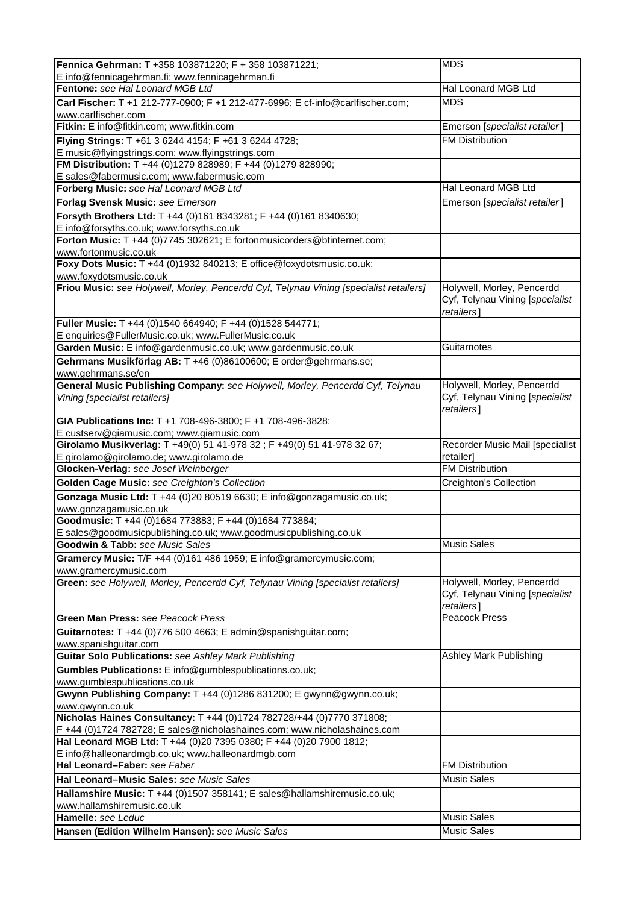| | |
|---|---|
| **Fennica Gehrman:** T +358 103871220; F + 358 103871221; E info@fennicagehrman.fi; www.fennicagehrman.fi | MDS |
| **Fentone:** *see Hal Leonard MGB Ltd* | Hal Leonard MGB Ltd |
| **Carl Fischer:** T +1 212-777-0900; F +1 212-477-6996; E cf-info@carlfischer.com; www.carlfischer.com | MDS |
| **Fitkin:** E info@fitkin.com; www.fitkin.com | Emerson [*specialist retailer*] |
| **Flying Strings:** T +61 3 6244 4154; F +61 3 6244 4728; E music@flyingstrings.com; www.flyingstrings.com | FM Distribution |
| **FM Distribution:** T +44 (0)1279 828989; F +44 (0)1279 828990; E sales@fabermusic.com; www.fabermusic.com | |
| **Forberg Music:** *see Hal Leonard MGB Ltd* | Hal Leonard MGB Ltd |
| **Forlag Svensk Music:** *see Emerson* | Emerson [*specialist retailer*] |
| **Forsyth Brothers Ltd:** T +44 (0)161 8343281; F +44 (0)161 8340630; E info@forsyths.co.uk; www.forsyths.co.uk | |
| **Forton Music:** T +44 (0)7745 302621; E fortonmusicorders@btinternet.com; www.fortonmusic.co.uk | |
| **Foxy Dots Music:** T +44 (0)1932 840213; E office@foxydotsmusic.co.uk; www.foxydotsmusic.co.uk | |
| **Friou Music:** *see Holywell, Morley, Pencerdd Cyf, Telynau Vining [specialist retailers]* | Holywell, Morley, Pencerdd Cyf, Telynau Vining [*specialist retailers*] |
| **Fuller Music:** T +44 (0)1540 664940; F +44 (0)1528 544771; E enquiries@FullerMusic.co.uk; www.FullerMusic.co.uk | |
| **Garden Music:** E info@gardenmusic.co.uk; www.gardenmusic.co.uk | Guitarnotes |
| **Gehrmans Musikförlag AB:** T +46 (0)86100600; E order@gehrmans.se; www.gehrmans.se/en | |
| **General Music Publishing Company:** *see Holywell, Morley, Pencerdd Cyf, Telynau Vining [specialist retailers]* | Holywell, Morley, Pencerdd Cyf, Telynau Vining [*specialist retailers*] |
| **GIA Publications Inc:** T +1 708-496-3800; F +1 708-496-3828; E custserv@giamusic.com; www.giamusic.com | |
| **Girolamo Musikverlag:** T +49(0) 51 41-978 32 ; F +49(0) 51 41-978 32 67; E girolamo@girolamo.de; www.girolamo.de | Recorder Music Mail [specialist retailer] |
| **Glocken-Verlag:** *see Josef Weinberger* | FM Distribution |
| **Golden Cage Music:** *see Creighton's Collection* | Creighton's Collection |
| **Gonzaga Music Ltd:** T +44 (0)20 80519 6630; E info@gonzagamusic.co.uk; www.gonzagamusic.co.uk | |
| **Goodmusic:** T +44 (0)1684 773883; F +44 (0)1684 773884; E sales@goodmusicpublishing.co.uk; www.goodmusicpublishing.co.uk | |
| **Goodwin & Tabb:** *see Music Sales* | Music Sales |
| **Gramercy Music:** T/F +44 (0)161 486 1959; E info@gramercymusic.com; www.gramercymusic.com | |
| **Green:** *see Holywell, Morley, Pencerdd Cyf, Telynau Vining [specialist retailers]* | Holywell, Morley, Pencerdd Cyf, Telynau Vining [*specialist retailers*] |
| **Green Man Press:** *see Peacock Press* | Peacock Press |
| **Guitarnotes:** T +44 (0)776 500 4663; E admin@spanishguitar.com; www.spanishguitar.com | |
| **Guitar Solo Publications:** *see Ashley Mark Publishing* | Ashley Mark Publishing |
| **Gumbles Publications:** E info@gumblespublications.co.uk; www.gumblespublications.co.uk | |
| **Gwynn Publishing Company:** T +44 (0)1286 831200; E gwynn@gwynn.co.uk; www.gwynn.co.uk | |
| **Nicholas Haines Consultancy:** T +44 (0)1724 782728/+44 (0)7770 371808; F +44 (0)1724 782728; E sales@nicholashaines.com; www.nicholashaines.com | |
| **Hal Leonard MGB Ltd:** T +44 (0)20 7395 0380; F +44 (0)20 7900 1812; E info@halleonardmgb.co.uk; www.halleonardmgb.com | |
| **Hal Leonard–Faber:** *see Faber* | FM Distribution |
| **Hal Leonard–Music Sales:** *see Music Sales* | Music Sales |
| **Hallamshire Music:** T +44 (0)1507 358141; E sales@hallamshiremusic.co.uk; www.hallamshiremusic.co.uk | |
| **Hamelle:** *see Leduc* | Music Sales |
| **Hansen (Edition Wilhelm Hansen):** *see Music Sales* | Music Sales |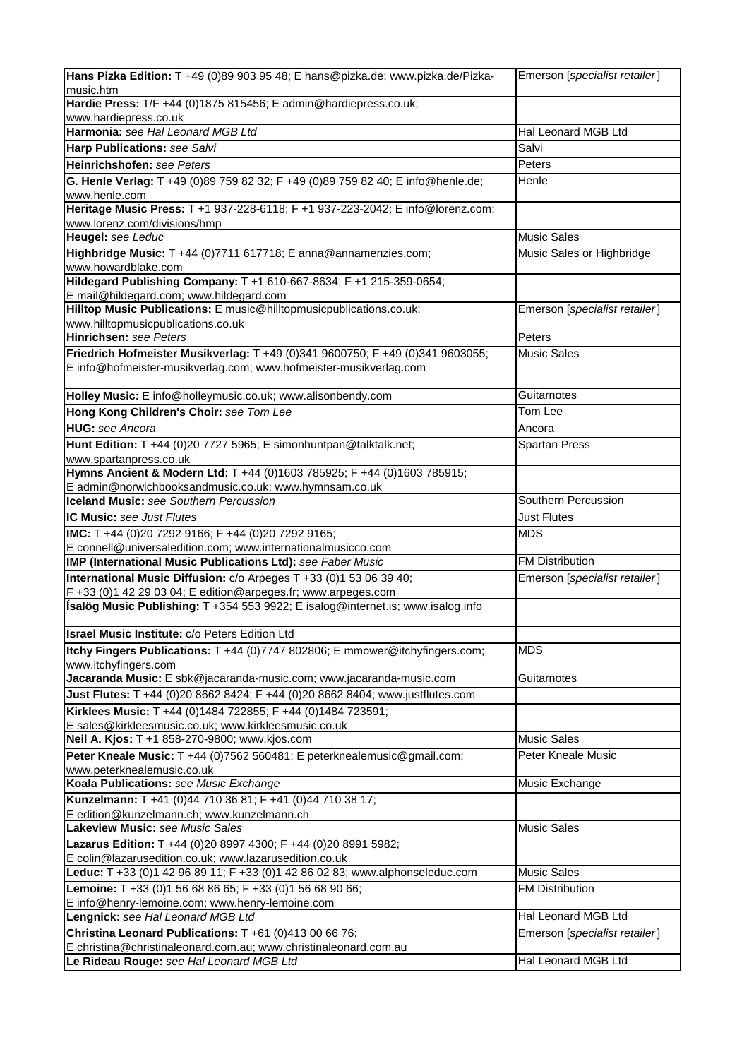| | |
|---|---|
| **Hans Pizka Edition:** T +49 (0)89 903 95 48; E hans@pizka.de; www.pizka.de/Pizka-music.htm | Emerson [*specialist retailer*] |
| **Hardie Press:** T/F +44 (0)1875 815456; E admin@hardiepress.co.uk; www.hardiepress.co.uk | |
| **Harmonia:** *see Hal Leonard MGB Ltd* | Hal Leonard MGB Ltd |
| **Harp Publications:** *see Salvi* | Salvi |
| **Heinrichshofen:** *see Peters* | Peters |
| **G. Henle Verlag:** T +49 (0)89 759 82 32; F +49 (0)89 759 82 40; E info@henle.de; www.henle.com | Henle |
| **Heritage Music Press:** T +1 937-228-6118; F +1 937-223-2042; E info@lorenz.com; www.lorenz.com/divisions/hmp | |
| **Heugel:** *see Leduc* | Music Sales |
| **Highbridge Music:** T +44 (0)7711 617718; E anna@annamenzies.com; www.howardblake.com | Music Sales or Highbridge |
| **Hildegard Publishing Company:** T +1 610-667-8634; F +1 215-359-0654; E mail@hildegard.com; www.hildegard.com | |
| **Hilltop Music Publications:** E music@hilltopmusicpublications.co.uk; www.hilltopmusicpublications.co.uk | Emerson [*specialist retailer*] |
| **Hinrichsen:** *see Peters* | Peters |
| **Friedrich Hofmeister Musikverlag:** T +49 (0)341 9600750; F +49 (0)341 9603055; E info@hofmeister-musikverlag.com; www.hofmeister-musikverlag.com | Music Sales |
| **Holley Music:** E info@holleymusic.co.uk; www.alisonbendy.com | Guitarnotes |
| **Hong Kong Children's Choir:** *see Tom Lee* | Tom Lee |
| **HUG:** *see Ancora* | Ancora |
| **Hunt Edition:** T +44 (0)20 7727 5965; E simonhuntpan@talktalk.net; www.spartanpress.co.uk | Spartan Press |
| **Hymns Ancient & Modern Ltd:** T +44 (0)1603 785925; F +44 (0)1603 785915; E admin@norwichbooksandmusic.co.uk; www.hymnsam.co.uk | |
| **Iceland Music:** *see Southern Percussion* | Southern Percussion |
| **IC Music:** *see Just Flutes* | Just Flutes |
| **IMC:** T +44 (0)20 7292 9166; F +44 (0)20 7292 9165; E connell@universaledition.com; www.internationalmusicco.com | MDS |
| **IMP (International Music Publications Ltd):** *see Faber Music* | FM Distribution |
| **International Music Diffusion:** c/o Arpeges T +33 (0)1 53 06 39 40; F +33 (0)1 42 29 03 04; E edition@arpeges.fr; www.arpeges.com | Emerson [*specialist retailer*] |
| **Ísalög Music Publishing:** T +354 553 9922; E isalog@internet.is; www.isalog.info | |
| **Israel Music Institute:** c/o Peters Edition Ltd | |
| **Itchy Fingers Publications:** T +44 (0)7747 802806; E mmower@itchyfingers.com; www.itchyfingers.com | MDS |
| **Jacaranda Music:** E sbk@jacaranda-music.com; www.jacaranda-music.com | Guitarnotes |
| **Just Flutes:** T +44 (0)20 8662 8424; F +44 (0)20 8662 8404; www.justflutes.com | |
| **Kirklees Music:** T +44 (0)1484 722855; F +44 (0)1484 723591; E sales@kirkleesmusic.co.uk; www.kirkleesmusic.co.uk | |
| **Neil A. Kjos:** T +1 858-270-9800; www.kjos.com | Music Sales |
| **Peter Kneale Music:** T +44 (0)7562 560481; E peterknealemusic@gmail.com; www.peterknealemusic.co.uk | Peter Kneale Music |
| **Koala Publications:** *see Music Exchange* | Music Exchange |
| **Kunzelmann:** T +41 (0)44 710 36 81; F +41 (0)44 710 38 17; E edition@kunzelmann.ch; www.kunzelmann.ch | |
| **Lakeview Music:** *see Music Sales* | Music Sales |
| **Lazarus Edition:** T +44 (0)20 8997 4300; F +44 (0)20 8991 5982; E colin@lazarusedition.co.uk; www.lazarusedition.co.uk | |
| **Leduc:** T +33 (0)1 42 96 89 11; F +33 (0)1 42 86 02 83; www.alphonseleduc.com | Music Sales |
| **Lemoine:** T +33 (0)1 56 68 86 65; F +33 (0)1 56 68 90 66; E info@henry-lemoine.com; www.henry-lemoine.com | FM Distribution |
| **Lengnick:** *see Hal Leonard MGB Ltd* | Hal Leonard MGB Ltd |
| **Christina Leonard Publications:** T +61 (0)413 00 66 76; E christina@christinaleonard.com.au; www.christinaleonard.com.au | Emerson [*specialist retailer*] |
| **Le Rideau Rouge:** *see Hal Leonard MGB Ltd* | Hal Leonard MGB Ltd |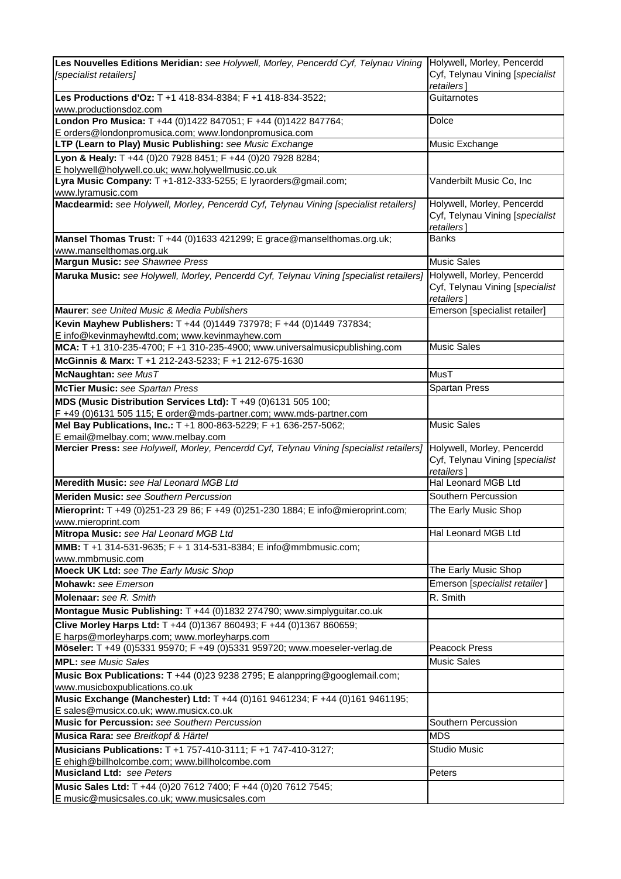| | |
|---|---|
| **Les Nouvelles Editions Meridian:** *see Holywell, Morley, Pencerdd Cyf, Telynau Vining [specialist retailers]* | Holywell, Morley, Pencerdd Cyf, Telynau Vining [*specialist retailers*] |
| **Les Productions d'Oz:** T +1 418-834-8384; F +1 418-834-3522; www.productionsdoz.com | Guitarnotes |
| **London Pro Musica:** T +44 (0)1422 847051; F +44 (0)1422 847764; E orders@londonpromusica.com; www.londonpromusica.com | Dolce |
| **LTP (Learn to Play) Music Publishing:** *see Music Exchange* | Music Exchange |
| **Lyon & Healy:** T +44 (0)20 7928 8451; F +44 (0)20 7928 8284; E holywell@holywell.co.uk; www.holywellmusic.co.uk | |
| **Lyra Music Company:** T +1-812-333-5255; E lyraorders@gmail.com; www.lyramusic.com | Vanderbilt Music Co, Inc |
| **Macdearmid:** *see Holywell, Morley, Pencerdd Cyf, Telynau Vining [specialist retailers]* | Holywell, Morley, Pencerdd Cyf, Telynau Vining [*specialist retailers*] |
| **Mansel Thomas Trust:** T +44 (0)1633 421299; E grace@manselthomas.org.uk; www.manselthomas.org.uk | Banks |
| **Margun Music:** *see Shawnee Press* | Music Sales |
| **Maruka Music:** *see Holywell, Morley, Pencerdd Cyf, Telynau Vining [specialist retailers]* | Holywell, Morley, Pencerdd Cyf, Telynau Vining [*specialist retailers*] |
| **Maurer**: *see United Music & Media Publishers* | Emerson [specialist retailer] |
| **Kevin Mayhew Publishers:** T +44 (0)1449 737978; F +44 (0)1449 737834; E info@kevinmayhewltd.com; www.kevinmayhew.com | |
| **MCA:** T +1 310-235-4700; F +1 310-235-4900; www.universalmusicpublishing.com | Music Sales |
| **McGinnis & Marx:** T +1 212-243-5233; F +1 212-675-1630 | |
| **McNaughtan:** *see MusT* | MusT |
| **McTier Music:** *see Spartan Press* | Spartan Press |
| **MDS (Music Distribution Services Ltd):** T +49 (0)6131 505 100; F +49 (0)6131 505 115; E order@mds-partner.com; www.mds-partner.com | |
| **Mel Bay Publications, Inc.:** T +1 800-863-5229; F +1 636-257-5062; E email@melbay.com; www.melbay.com | Music Sales |
| **Mercier Press:** *see Holywell, Morley, Pencerdd Cyf, Telynau Vining [specialist retailers]* | Holywell, Morley, Pencerdd Cyf, Telynau Vining [*specialist retailers*] |
| **Meredith Music:** *see Hal Leonard MGB Ltd* | Hal Leonard MGB Ltd |
| **Meriden Music:** *see Southern Percussion* | Southern Percussion |
| **Mieroprint:** T +49 (0)251-23 29 86; F +49 (0)251-230 1884; E info@mieroprint.com; www.mieroprint.com | The Early Music Shop |
| **Mitropa Music:** *see Hal Leonard MGB Ltd* | Hal Leonard MGB Ltd |
| **MMB:** T +1 314-531-9635; F + 1 314-531-8384; E info@mmbmusic.com; www.mmbmusic.com | |
| **Moeck UK Ltd:** *see The Early Music Shop* | The Early Music Shop |
| **Mohawk:** *see Emerson* | Emerson [*specialist retailer*] |
| **Molenaar:** *see R. Smith* | R. Smith |
| **Montague Music Publishing:** T +44 (0)1832 274790; www.simplyguitar.co.uk | |
| **Clive Morley Harps Ltd:** T +44 (0)1367 860493; F +44 (0)1367 860659; E harps@morleyharps.com; www.morleyharps.com | |
| **Möseler:** T +49 (0)5331 95970; F +49 (0)5331 959720; www.moeseler-verlag.de | Peacock Press |
| **MPL:** *see Music Sales* | Music Sales |
| **Music Box Publications:** T +44 (0)23 9238 2795; E alanppring@googlemail.com; www.musicboxpublications.co.uk | |
| **Music Exchange (Manchester) Ltd:** T +44 (0)161 9461234; F +44 (0)161 9461195; E sales@musicx.co.uk; www.musicx.co.uk | |
| **Music for Percussion:** *see Southern Percussion* | Southern Percussion |
| **Musica Rara:** *see Breitkopf & Härtel* | MDS |
| **Musicians Publications:** T +1 757-410-3111; F +1 747-410-3127; E ehigh@billholcombe.com; www.billholcombe.com | Studio Music |
| **Musicland Ltd:** *see Peters* | Peters |
| **Music Sales Ltd:** T +44 (0)20 7612 7400; F +44 (0)20 7612 7545; E music@musicsales.co.uk; www.musicsales.com | |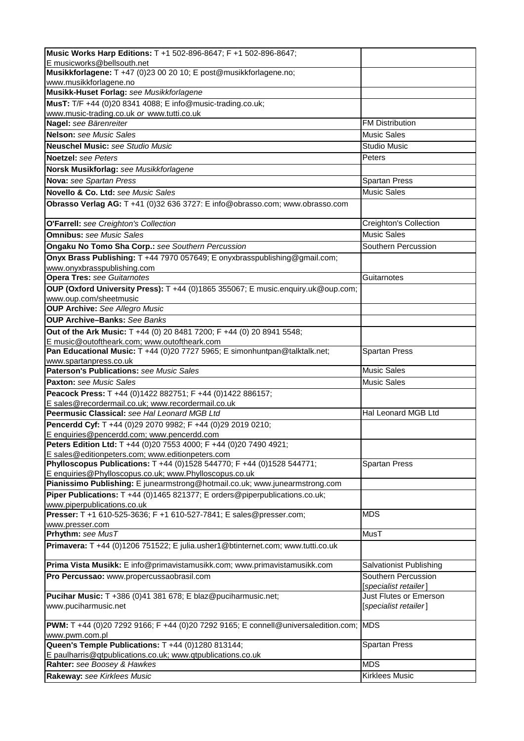| | |
|---|---|
| **Music Works Harp Editions:** T +1 502-896-8647; F +1 502-896-8647; E musicworks@bellsouth.net | |
| **Musikkforlagene:** T +47 (0)23 00 20 10; E post@musikkforlagene.no; www.musikkforlagene.no | |
| **Musikk-Huset Forlag:** *see Musikkforlagene* | |
| **MusT:** T/F +44 (0)20 8341 4088; E info@music-trading.co.uk; www.music-trading.co.uk *or* www.tutti.co.uk | |
| **Nagel:** *see Bärenreiter* | FM Distribution |
| **Nelson:** *see Music Sales* | Music Sales |
| **Neuschel Music:** *see Studio Music* | Studio Music |
| **Noetzel:** *see Peters* | Peters |
| **Norsk Musikforlag:** *see Musikkforlagene* | |
| **Nova:** *see Spartan Press* | Spartan Press |
| **Novello & Co. Ltd:** *see Music Sales* | Music Sales |
| **Obrasso Verlag AG:** T +41 (0)32 636 3727: E info@obrasso.com; www.obrasso.com | |
| **O'Farrell:** *see Creighton's Collection* | Creighton's Collection |
| **Omnibus:** *see Music Sales* | Music Sales |
| **Ongaku No Tomo Sha Corp.:** *see Southern Percussion* | Southern Percussion |
| **Onyx Brass Publishing:** T +44 7970 057649; E onyxbrasspublishing@gmail.com; www.onyxbrasspublishing.com | |
| **Opera Tres:** *see Guitarnotes* | Guitarnotes |
| **OUP (Oxford University Press):** T +44 (0)1865 355067; E music.enquiry.uk@oup.com; www.oup.com/sheetmusic | |
| **OUP Archive:** *See Allegro Music* | |
| **OUP Archive–Banks:** *See Banks* | |
| **Out of the Ark Music:** T +44 (0) 20 8481 7200; F +44 (0) 20 8941 5548; E music@outoftheark.com; www.outoftheark.com | |
| **Pan Educational Music:** T +44 (0)20 7727 5965; E simonhuntpan@talktalk.net; www.spartanpress.co.uk | Spartan Press |
| **Paterson's Publications:** *see Music Sales* | Music Sales |
| **Paxton:** *see Music Sales* | Music Sales |
| **Peacock Press:** T +44 (0)1422 882751; F +44 (0)1422 886157; E sales@recordermail.co.uk; www.recordermail.co.uk | |
| **Peermusic Classical:** *see Hal Leonard MGB Ltd* | Hal Leonard MGB Ltd |
| **Pencerdd Cyf:** T +44 (0)29 2070 9982; F +44 (0)29 2019 0210; E enquiries@pencerdd.com; www.pencerdd.com | |
| **Peters Edition Ltd:** T +44 (0)20 7553 4000; F +44 (0)20 7490 4921; E sales@editionpeters.com; www.editionpeters.com | |
| **Phylloscopus Publications:** T +44 (0)1528 544770; F +44 (0)1528 544771; E enquiries@Phylloscopus.co.uk; www.Phylloscopus.co.uk | Spartan Press |
| **Pianissimo Publishing:** E junearmstrong@hotmail.co.uk; www.junearmstrong.com | |
| **Piper Publications:** T +44 (0)1465 821377; E orders@piperpublications.co.uk; www.piperpublications.co.uk | |
| **Presser:** T +1 610-525-3636; F +1 610-527-7841; E sales@presser.com; www.presser.com | MDS |
| **Prhythm:** *see MusT* | MusT |
| **Primavera:** T +44 (0)1206 751522; E julia.usher1@btinternet.com; www.tutti.co.uk | |
| **Prima Vista Musikk:** E info@primavistamusikk.com; www.primavistamusikk.com | Salvationist Publishing |
| **Pro Percussao:** www.propercussaobrasil.com | Southern Percussion [*specialist retailer*] |
| **Pucihar Music:** T +386 (0)41 381 678; E blaz@puciharmusic.net; www.puciharmusic.net | Just Flutes or Emerson [*specialist retailer*] |
| **PWM:** T +44 (0)20 7292 9166; F +44 (0)20 7292 9165; E connell@universaledition.com; www.pwm.com.pl | MDS |
| **Queen's Temple Publications:** T +44 (0)1280 813144; E paulharris@qtpublications.co.uk; www.qtpublications.co.uk | Spartan Press |
| **Rahter:** *see Boosey & Hawkes* | MDS |
| **Rakeway:** *see Kirklees Music* | Kirklees Music |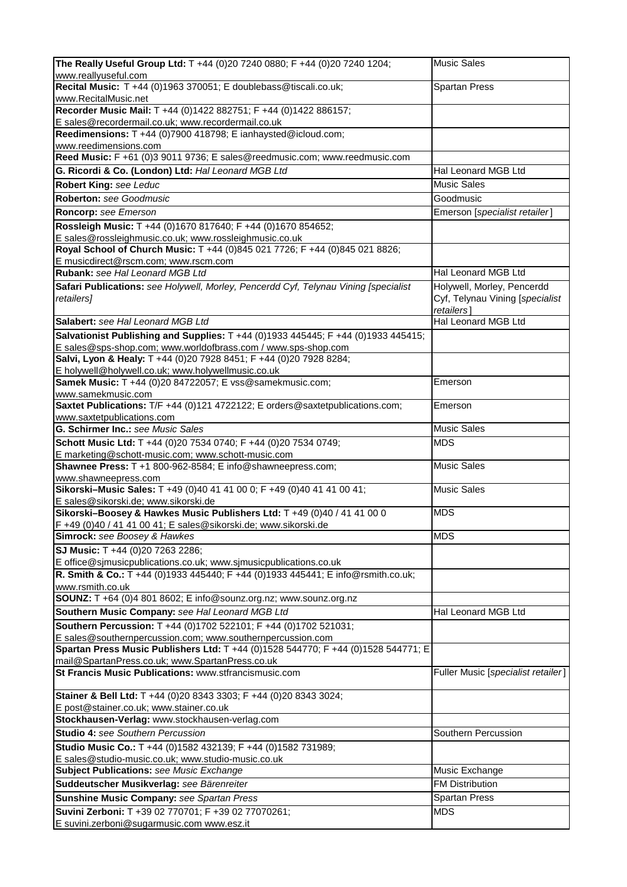| | |
|---|---|
| **The Really Useful Group Ltd:** T +44 (0)20 7240 0880; F +44 (0)20 7240 1204; www.reallyuseful.com | Music Sales |
| **Recital Music:** T +44 (0)1963 370051; E doublebass@tiscali.co.uk; www.RecitalMusic.net | Spartan Press |
| **Recorder Music Mail:** T +44 (0)1422 882751; F +44 (0)1422 886157; E sales@recordermail.co.uk; www.recordermail.co.uk | |
| **Reedimensions:** T +44 (0)7900 418798; E ianhaysted@icloud.com; www.reedimensions.com | |
| **Reed Music:** F +61 (0)3 9011 9736; E sales@reedmusic.com; www.reedmusic.com | |
| **G. Ricordi & Co. (London) Ltd:** *Hal Leonard MGB Ltd* | Hal Leonard MGB Ltd |
| **Robert King:** *see Leduc* | Music Sales |
| **Roberton:** *see Goodmusic* | Goodmusic |
| **Roncorp:** *see Emerson* | Emerson [*specialist retailer*] |
| **Rossleigh Music:** T +44 (0)1670 817640; F +44 (0)1670 854652; E sales@rossleighmusic.co.uk; www.rossleighmusic.co.uk | |
| **Royal School of Church Music:** T +44 (0)845 021 7726; F +44 (0)845 021 8826; E musicdirect@rscm.com; www.rscm.com | |
| **Rubank:** *see Hal Leonard MGB Ltd* | Hal Leonard MGB Ltd |
| **Safari Publications:** *see Holywell, Morley, Pencerdd Cyf, Telynau Vining [specialist retailers]* | Holywell, Morley, Pencerdd Cyf, Telynau Vining [*specialist retailers*] |
| **Salabert:** *see Hal Leonard MGB Ltd* | Hal Leonard MGB Ltd |
| **Salvationist Publishing and Supplies:** T +44 (0)1933 445445; F +44 (0)1933 445415; E sales@sps-shop.com; www.worldofbrass.com / www.sps-shop.com | |
| **Salvi, Lyon & Healy:** T +44 (0)20 7928 8451; F +44 (0)20 7928 8284; E holywell@holywell.co.uk; www.holywellmusic.co.uk | |
| **Samek Music:** T +44 (0)20 84722057; E vss@samekmusic.com; www.samekmusic.com | Emerson |
| **Saxtet Publications:** T/F +44 (0)121 4722122; E orders@saxtetpublications.com; www.saxtetpublications.com | Emerson |
| **G. Schirmer Inc.:** *see Music Sales* | Music Sales |
| **Schott Music Ltd:** T +44 (0)20 7534 0740; F +44 (0)20 7534 0749; E marketing@schott-music.com; www.schott-music.com | MDS |
| **Shawnee Press:** T +1 800-962-8584; E info@shawneepress.com; www.shawneepress.com | Music Sales |
| **Sikorski–Music Sales:** T +49 (0)40 41 41 00 0; F +49 (0)40 41 41 00 41; E sales@sikorski.de; www.sikorski.de | Music Sales |
| **Sikorski–Boosey & Hawkes Music Publishers Ltd:** T +49 (0)40 / 41 41 00 0 F +49 (0)40 / 41 41 00 41; E sales@sikorski.de; www.sikorski.de | MDS |
| **Simrock:** *see Boosey & Hawkes* | MDS |
| **SJ Music:** T +44 (0)20 7263 2286; E office@sjmusicpublications.co.uk; www.sjmusicpublications.co.uk | |
| **R. Smith & Co.:** T +44 (0)1933 445440; F +44 (0)1933 445441; E info@rsmith.co.uk; www.rsmith.co.uk | |
| **SOUNZ:** T +64 (0)4 801 8602; E info@sounz.org.nz; www.sounz.org.nz | |
| **Southern Music Company:** *see Hal Leonard MGB Ltd* | Hal Leonard MGB Ltd |
| **Southern Percussion:** T +44 (0)1702 522101; F +44 (0)1702 521031; E sales@southernpercussion.com; www.southernpercussion.com | |
| **Spartan Press Music Publishers Ltd:** T +44 (0)1528 544770; F +44 (0)1528 544771; E mail@SpartanPress.co.uk; www.SpartanPress.co.uk | |
| **St Francis Music Publications:** www.stfrancismusic.com | Fuller Music [*specialist retailer*] |
| **Stainer & Bell Ltd:** T +44 (0)20 8343 3303; F +44 (0)20 8343 3024; E post@stainer.co.uk; www.stainer.co.uk | |
| **Stockhausen-Verlag:** www.stockhausen-verlag.com | |
| **Studio 4:** *see Southern Percussion* | Southern Percussion |
| **Studio Music Co.:** T +44 (0)1582 432139; F +44 (0)1582 731989; E sales@studio-music.co.uk; www.studio-music.co.uk | |
| **Subject Publications:** *see Music Exchange* | Music Exchange |
| **Suddeutscher Musikverlag:** *see Bärenreiter* | FM Distribution |
| **Sunshine Music Company:** *see Spartan Press* | Spartan Press |
| **Suvini Zerboni:** T +39 02 770701; F +39 02 77070261; E suvini.zerboni@sugarmusic.com www.esz.it | MDS |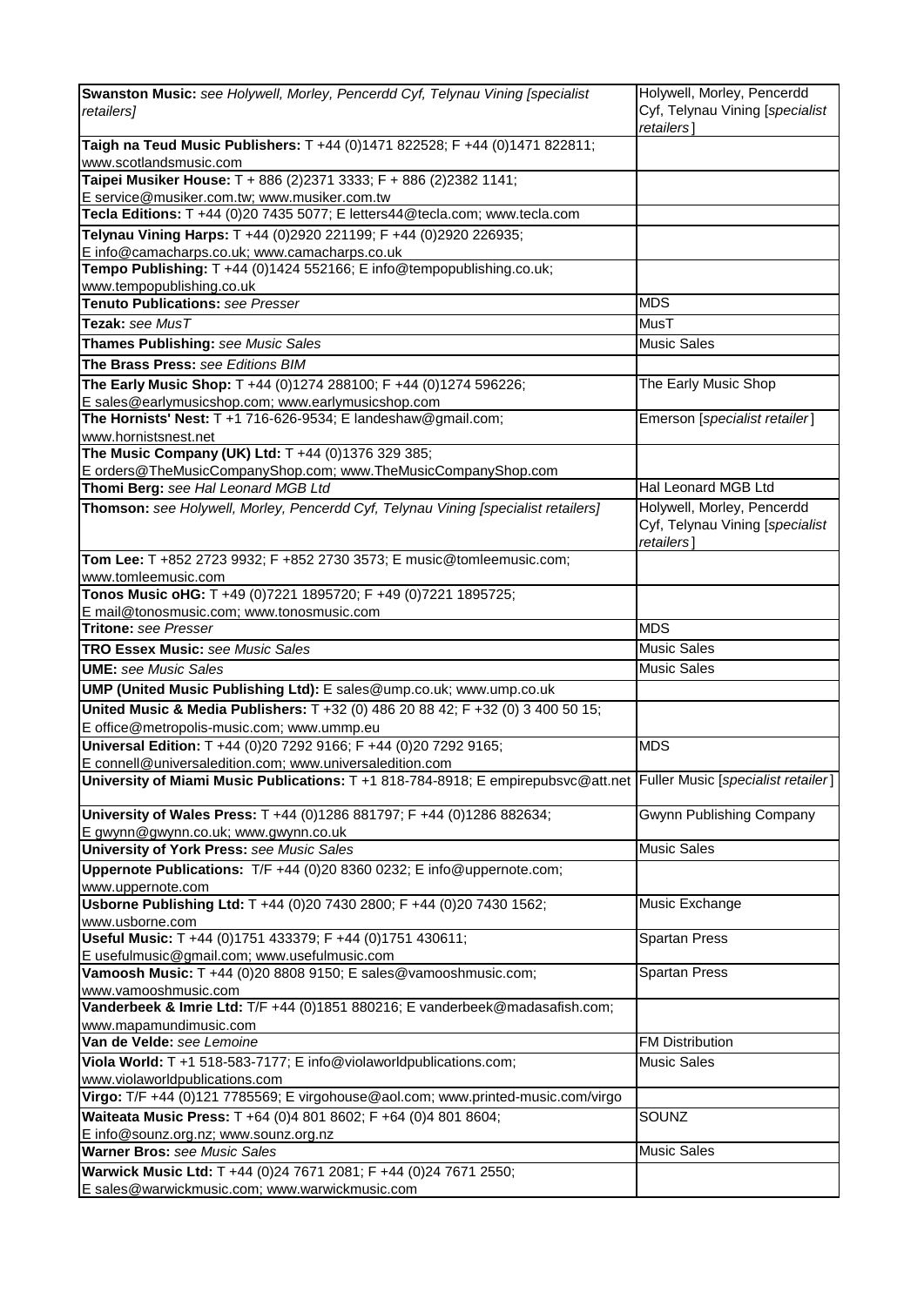| | |
|---|---|
| **Swanston Music:** *see Holywell, Morley, Pencerdd Cyf, Telynau Vining [specialist retailers]* | Holywell, Morley, Pencerdd Cyf, Telynau Vining [*specialist retailers*] |
| **Taigh na Teud Music Publishers:** T +44 (0)1471 822528; F +44 (0)1471 822811; www.scotlandsmusic.com | |
| **Taipei Musiker House:** T + 886 (2)2371 3333; F + 886 (2)2382 1141; E service@musiker.com.tw; www.musiker.com.tw | |
| **Tecla Editions:** T +44 (0)20 7435 5077; E letters44@tecla.com; www.tecla.com | |
| **Telynau Vining Harps:** T +44 (0)2920 221199; F +44 (0)2920 226935; E info@camacharps.co.uk; www.camacharps.co.uk | |
| **Tempo Publishing:** T +44 (0)1424 552166; E info@tempopublishing.co.uk; www.tempopublishing.co.uk | |
| **Tenuto Publications:** *see Presser* | MDS |
| **Tezak:** *see MusT* | MusT |
| **Thames Publishing:** *see Music Sales* | Music Sales |
| **The Brass Press:** *see Editions BIM* | |
| **The Early Music Shop:** T +44 (0)1274 288100; F +44 (0)1274 596226; E sales@earlymusicshop.com; www.earlymusicshop.com | The Early Music Shop |
| **The Hornists' Nest:** T +1 716-626-9534; E landeshaw@gmail.com; www.hornistsnest.net | Emerson [*specialist retailer*] |
| **The Music Company (UK) Ltd:** T +44 (0)1376 329 385; E orders@TheMusicCompanyShop.com; www.TheMusicCompanyShop.com | |
| **Thomi Berg:** *see Hal Leonard MGB Ltd* | Hal Leonard MGB Ltd |
| **Thomson:** *see Holywell, Morley, Pencerdd Cyf, Telynau Vining [specialist retailers]* | Holywell, Morley, Pencerdd Cyf, Telynau Vining [*specialist retailers*] |
| **Tom Lee:** T +852 2723 9932; F +852 2730 3573; E music@tomleemusic.com; www.tomleemusic.com | |
| **Tonos Music oHG:** T +49 (0)7221 1895720; F +49 (0)7221 1895725; E mail@tonosmusic.com; www.tonosmusic.com | |
| **Tritone:** *see Presser* | MDS |
| **TRO Essex Music:** *see Music Sales* | Music Sales |
| **UME:** *see Music Sales* | Music Sales |
| **UMP (United Music Publishing Ltd):** E sales@ump.co.uk; www.ump.co.uk | |
| **United Music & Media Publishers:** T +32 (0) 486 20 88 42; F +32 (0) 3 400 50 15; E office@metropolis-music.com; www.ummp.eu | |
| **Universal Edition:** T +44 (0)20 7292 9166; F +44 (0)20 7292 9165; E connell@universaledition.com; www.universaledition.com | MDS |
| **University of Miami Music Publications:** T +1 818-784-8918; E empirepubsvc@att.net | Fuller Music [*specialist retailer*] |
| **University of Wales Press:** T +44 (0)1286 881797; F +44 (0)1286 882634; E gwynn@gwynn.co.uk; www.gwynn.co.uk | Gwynn Publishing Company |
| **University of York Press:** *see Music Sales* | Music Sales |
| **Uppernote Publications:** T/F +44 (0)20 8360 0232; E info@uppernote.com; www.uppernote.com | |
| **Usborne Publishing Ltd:** T +44 (0)20 7430 2800; F +44 (0)20 7430 1562; www.usborne.com | Music Exchange |
| **Useful Music:** T +44 (0)1751 433379; F +44 (0)1751 430611; E usefulmusic@gmail.com; www.usefulmusic.com | Spartan Press |
| **Vamoosh Music:** T +44 (0)20 8808 9150; E sales@vamooshmusic.com; www.vamooshmusic.com | Spartan Press |
| **Vanderbeek & Imrie Ltd:** T/F +44 (0)1851 880216; E vanderbeek@madasafish.com; www.mapamundimusic.com | |
| **Van de Velde:** *see Lemoine* | FM Distribution |
| **Viola World:** T +1 518-583-7177; E info@violaworldpublications.com; www.violaworldpublications.com | Music Sales |
| **Virgo:** T/F +44 (0)121 7785569; E virgohouse@aol.com; www.printed-music.com/virgo | |
| **Waiteata Music Press:** T +64 (0)4 801 8602; F +64 (0)4 801 8604; E info@sounz.org.nz; www.sounz.org.nz | SOUNZ |
| **Warner Bros:** *see Music Sales* | Music Sales |
| **Warwick Music Ltd:** T +44 (0)24 7671 2081; F +44 (0)24 7671 2550; E sales@warwickmusic.com; www.warwickmusic.com | |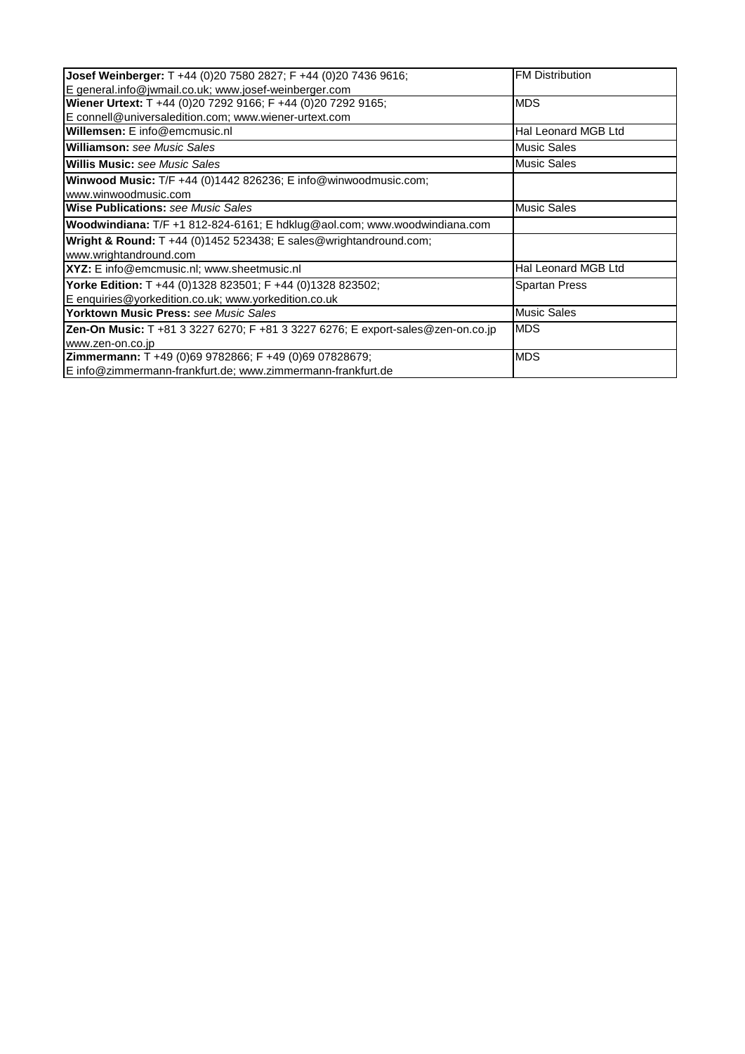| | |
|---|---|
| **Josef Weinberger:** T +44 (0)20 7580 2827; F +44 (0)20 7436 9616; E general.info@jwmail.co.uk; www.josef-weinberger.com | FM Distribution |
| **Wiener Urtext:** T +44 (0)20 7292 9166; F +44 (0)20 7292 9165; E connell@universaledition.com; www.wiener-urtext.com | MDS |
| **Willemsen:** E info@emcmusic.nl | Hal Leonard MGB Ltd |
| **Williamson:** *see Music Sales* | Music Sales |
| **Willis Music:** *see Music Sales* | Music Sales |
| **Winwood Music:** T/F +44 (0)1442 826236; E info@winwoodmusic.com; www.winwoodmusic.com | |
| **Wise Publications:** *see Music Sales* | Music Sales |
| **Woodwindiana:** T/F +1 812-824-6161; E hdklug@aol.com; www.woodwindiana.com | |
| **Wright & Round:** T +44 (0)1452 523438; E sales@wrightandround.com; www.wrightandround.com | |
| **XYZ:** E info@emcmusic.nl; www.sheetmusic.nl | Hal Leonard MGB Ltd |
| **Yorke Edition:** T +44 (0)1328 823501; F +44 (0)1328 823502; E enquiries@yorkedition.co.uk; www.yorkedition.co.uk | Spartan Press |
| **Yorktown Music Press:** *see Music Sales* | Music Sales |
| **Zen-On Music:** T +81 3 3227 6270; F +81 3 3227 6276; E export-sales@zen-on.co.jp www.zen-on.co.jp | MDS |
| **Zimmermann:** T +49 (0)69 9782866; F +49 (0)69 07828679; E info@zimmermann-frankfurt.de; www.zimmermann-frankfurt.de | MDS |